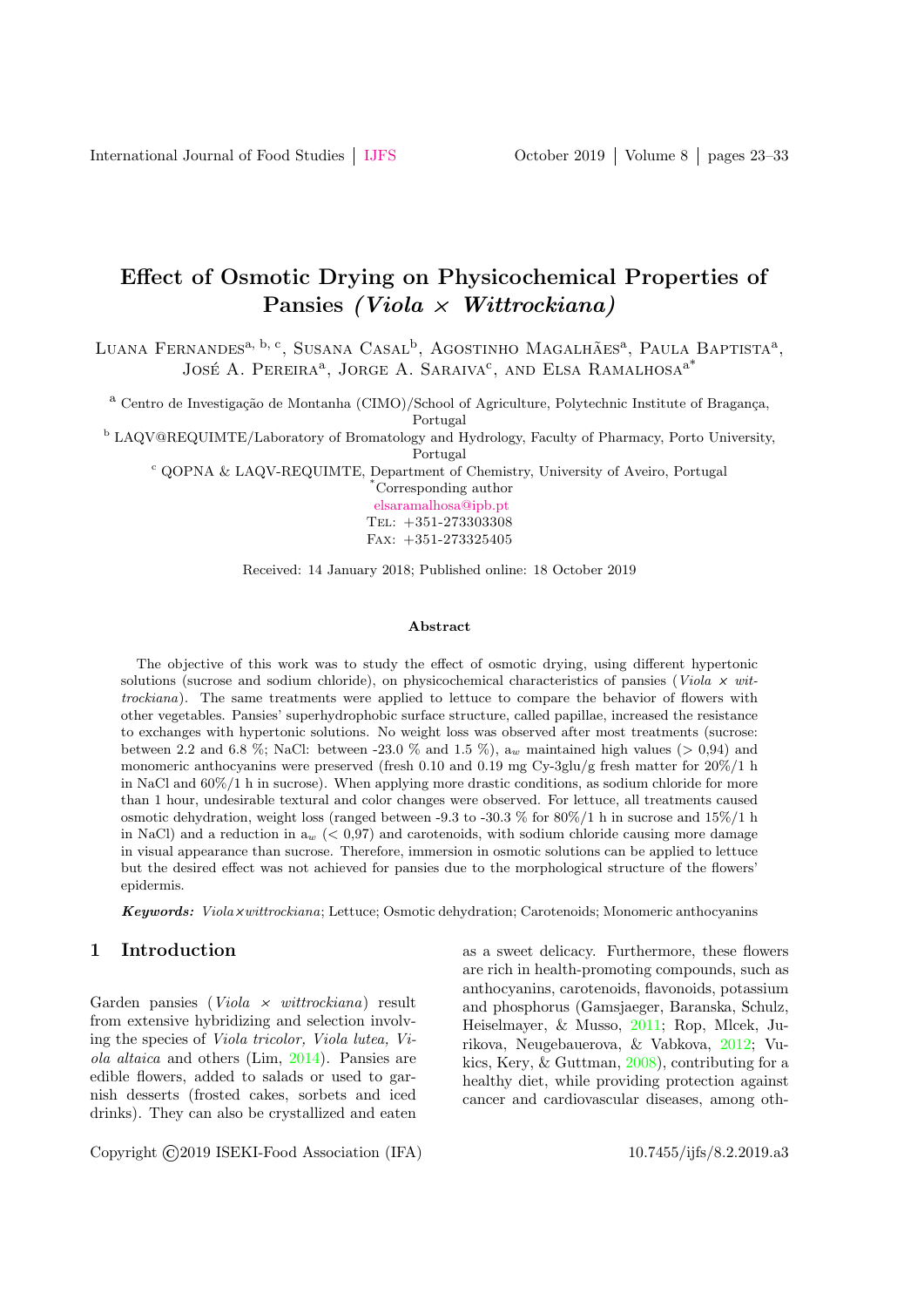# Effect of Osmotic Drying on Physicochemical Properties of Pansies *(Viola × Wittrockiana)*

Luana Fernandes[a, b, c], Susana Casal[b], Agostinho Magalhães[a], Paula Baptista[a], José A. Pereira[a], Jorge A. Saraiva[c], and Elsa Ramalhosa[a*]

[a] Centro de Investigação de Montanha (CIMO)/School of Agriculture, Polytechnic Institute of Bragança, Portugal

[b] LAQV@REQUIMTE/Laboratory of Bromatology and Hydrology, Faculty of Pharmacy, Porto University, Portugal

[c] QOPNA & LAQV-REQUIMTE, Department of Chemistry, University of Aveiro, Portugal

*Corresponding author

elsaramalhosa@ipb.pt

Tel: +351-273303308

Fax: +351-273325405

Received: 14 January 2018; Published online: 18 October 2019

### Abstract

The objective of this work was to study the effect of osmotic drying, using different hypertonic solutions (sucrose and sodium chloride), on physicochemical characteristics of pansies (*Viola × wittrockiana*). The same treatments were applied to lettuce to compare the behavior of flowers with other vegetables. Pansies' superhydrophobic surface structure, called papillae, increased the resistance to exchanges with hypertonic solutions. No weight loss was observed after most treatments (sucrose: between 2.2 and 6.8 %; NaCl: between -23.0 % and 1.5 %), $a_w$ maintained high values (> 0,94) and monomeric anthocyanins were preserved (fresh 0.10 and 0.19 mg Cy-3glu/g fresh matter for 20%/1 h in NaCl and 60%/1 h in sucrose). When applying more drastic conditions, as sodium chloride for more than 1 hour, undesirable textural and color changes were observed. For lettuce, all treatments caused osmotic dehydration, weight loss (ranged between -9.3 to -30.3 % for 80%/1 h in sucrose and 15%/1 h in NaCl) and a reduction in $a_w$ (< 0,97) and carotenoids, with sodium chloride causing more damage in visual appearance than sucrose. Therefore, immersion in osmotic solutions can be applied to lettuce but the desired effect was not achieved for pansies due to the morphological structure of the flowers' epidermis.

***Keywords:*** *Viola×wittrockiana*; Lettuce; Osmotic dehydration; Carotenoids; Monomeric anthocyanins

## 1 Introduction

Garden pansies (*Viola × wittrockiana*) result from extensive hybridizing and selection involving the species of *Viola tricolor, Viola lutea, Viola altaica* and others (Lim, 2014). Pansies are edible flowers, added to salads or used to garnish desserts (frosted cakes, sorbets and iced drinks). They can also be crystallized and eaten as a sweet delicacy. Furthermore, these flowers are rich in health-promoting compounds, such as anthocyanins, carotenoids, flavonoids, potassium and phosphorus (Gamsjaeger, Baranska, Schulz, Heiselmayer, & Musso, 2011; Rop, Mlcek, Jurikova, Neugebauerova, & Vabkova, 2012; Vukics, Kery, & Guttman, 2008), contributing for a healthy diet, while providing protection against cancer and cardiovascular diseases, among oth-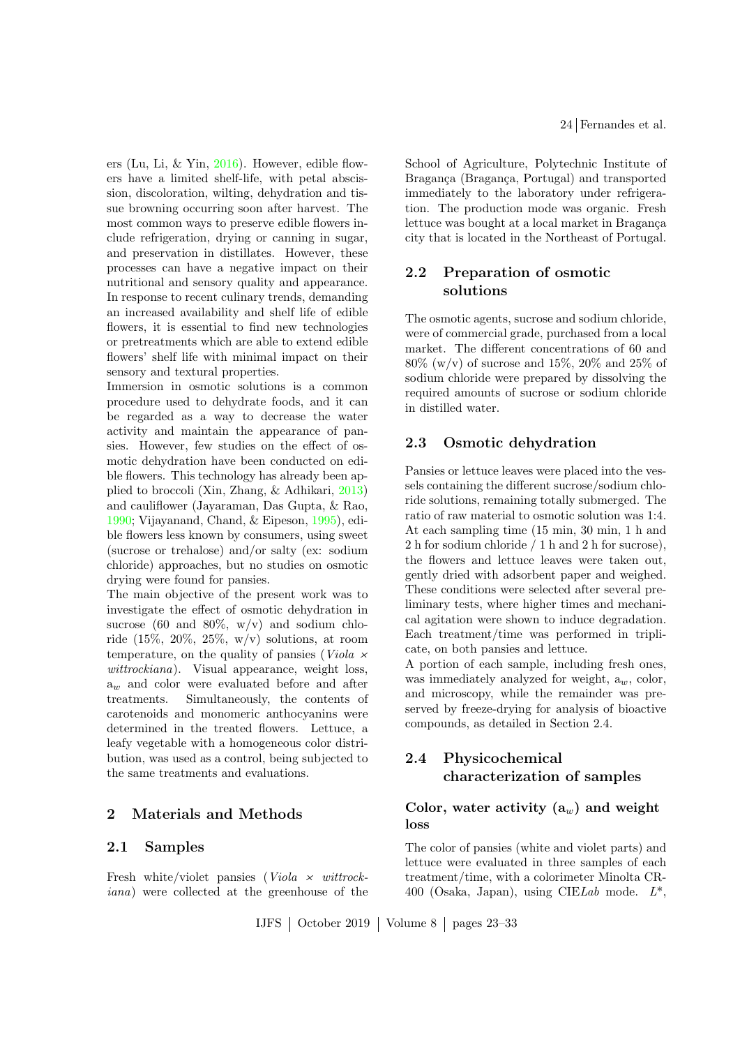ers (Lu, Li, & Yin, 2016). However, edible flowers have a limited shelf-life, with petal abscission, discoloration, wilting, dehydration and tissue browning occurring soon after harvest. The most common ways to preserve edible flowers include refrigeration, drying or canning in sugar, and preservation in distillates. However, these processes can have a negative impact on their nutritional and sensory quality and appearance. In response to recent culinary trends, demanding an increased availability and shelf life of edible flowers, it is essential to find new technologies or pretreatments which are able to extend edible flowers' shelf life with minimal impact on their sensory and textural properties.

Immersion in osmotic solutions is a common procedure used to dehydrate foods, and it can be regarded as a way to decrease the water activity and maintain the appearance of pansies. However, few studies on the effect of osmotic dehydration have been conducted on edible flowers. This technology has already been applied to broccoli (Xin, Zhang, & Adhikari, 2013) and cauliflower (Jayaraman, Das Gupta, & Rao, 1990; Vijayanand, Chand, & Eipeson, 1995), edible flowers less known by consumers, using sweet (sucrose or trehalose) and/or salty (ex: sodium chloride) approaches, but no studies on osmotic drying were found for pansies.

The main objective of the present work was to investigate the effect of osmotic dehydration in sucrose (60 and 80%, w/v) and sodium chloride (15%, 20%, 25%, w/v) solutions, at room temperature, on the quality of pansies (*Viola × wittrockiana*). Visual appearance, weight loss, $a_w$ and color were evaluated before and after treatments. Simultaneously, the contents of carotenoids and monomeric anthocyanins were determined in the treated flowers. Lettuce, a leafy vegetable with a homogeneous color distribution, was used as a control, being subjected to the same treatments and evaluations.

## 2 Materials and Methods

### 2.1 Samples

Fresh white/violet pansies (*Viola × wittrockiana*) were collected at the greenhouse of the School of Agriculture, Polytechnic Institute of Bragança (Bragança, Portugal) and transported immediately to the laboratory under refrigeration. The production mode was organic. Fresh lettuce was bought at a local market in Bragança city that is located in the Northeast of Portugal.

### 2.2 Preparation of osmotic solutions

The osmotic agents, sucrose and sodium chloride, were of commercial grade, purchased from a local market. The different concentrations of 60 and 80% (w/v) of sucrose and 15%, 20% and 25% of sodium chloride were prepared by dissolving the required amounts of sucrose or sodium chloride in distilled water.

### 2.3 Osmotic dehydration

Pansies or lettuce leaves were placed into the vessels containing the different sucrose/sodium chloride solutions, remaining totally submerged. The ratio of raw material to osmotic solution was 1:4. At each sampling time (15 min, 30 min, 1 h and 2 h for sodium chloride / 1 h and 2 h for sucrose), the flowers and lettuce leaves were taken out, gently dried with adsorbent paper and weighed. These conditions were selected after several preliminary tests, where higher times and mechanical agitation were shown to induce degradation. Each treatment/time was performed in triplicate, on both pansies and lettuce.

A portion of each sample, including fresh ones, was immediately analyzed for weight, $a_w$, color, and microscopy, while the remainder was preserved by freeze-drying for analysis of bioactive compounds, as detailed in Section 2.4.

### 2.4 Physicochemical characterization of samples

#### Color, water activity ($a_w$) and weight loss

The color of pansies (white and violet parts) and lettuce were evaluated in three samples of each treatment/time, with a colorimeter Minolta CR-400 (Osaka, Japan), using CIE*Lab* mode. $L^*$,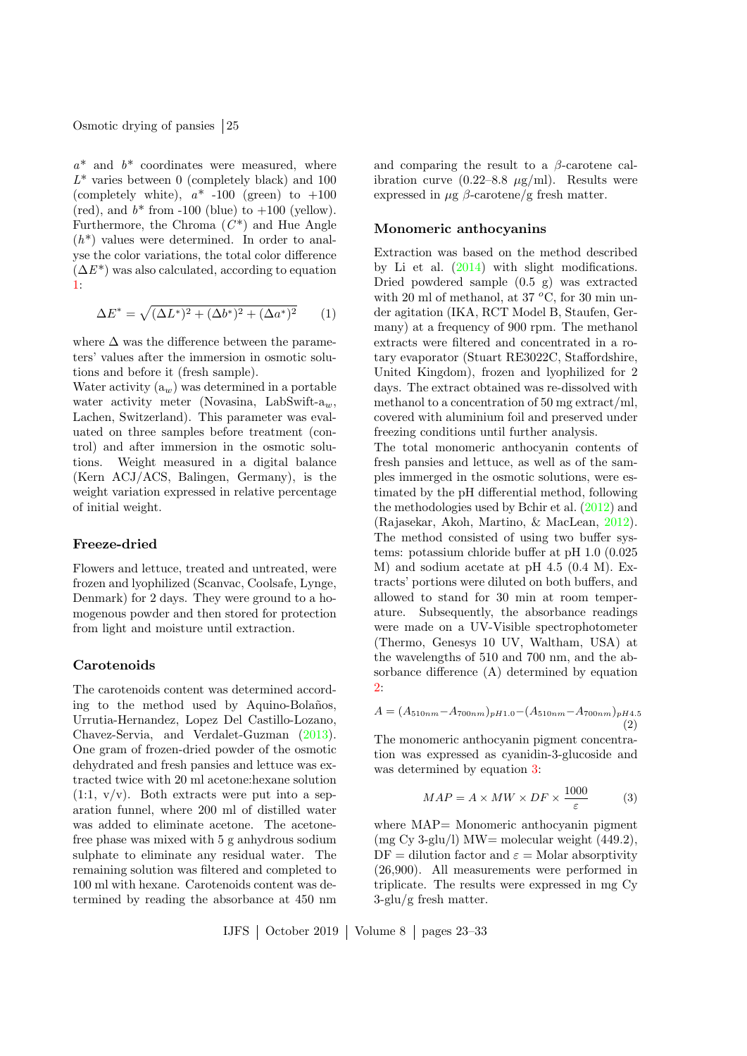$a^*$ and $b^*$ coordinates were measured, where $L^*$ varies between 0 (completely black) and 100 (completely white), $a^*$ -100 (green) to +100 (red), and $b^*$ from -100 (blue) to +100 (yellow). Furthermore, the Chroma ($C^*$) and Hue Angle ($h^*$) values were determined. In order to analyse the color variations, the total color difference ($\Delta E^*$) was also calculated, according to equation 1:

$$\Delta E^* = \sqrt{(\Delta L^*)^2 + (\Delta b^*)^2 + (\Delta a^*)^2} \qquad (1)$$

where $\Delta$ was the difference between the parameters' values after the immersion in osmotic solutions and before it (fresh sample).

Water activity ($a_w$) was determined in a portable water activity meter (Novasina, LabSwift-$a_w$, Lachen, Switzerland). This parameter was evaluated on three samples before treatment (control) and after immersion in the osmotic solutions. Weight measured in a digital balance (Kern ACJ/ACS, Balingen, Germany), is the weight variation expressed in relative percentage of initial weight.

## Freeze-dried

Flowers and lettuce, treated and untreated, were frozen and lyophilized (Scanvac, Coolsafe, Lynge, Denmark) for 2 days. They were ground to a homogenous powder and then stored for protection from light and moisture until extraction.

## Carotenoids

The carotenoids content was determined according to the method used by Aquino-Bolaños, Urrutia-Hernandez, Lopez Del Castillo-Lozano, Chavez-Servia, and Verdalet-Guzman (2013). One gram of frozen-dried powder of the osmotic dehydrated and fresh pansies and lettuce was extracted twice with 20 ml acetone:hexane solution (1:1, v/v). Both extracts were put into a separation funnel, where 200 ml of distilled water was added to eliminate acetone. The acetone-free phase was mixed with 5 g anhydrous sodium sulphate to eliminate any residual water. The remaining solution was filtered and completed to 100 ml with hexane. Carotenoids content was determined by reading the absorbance at 450 nm and comparing the result to a $\beta$-carotene calibration curve (0.22–8.8 $\mu$g/ml). Results were expressed in $\mu$g $\beta$-carotene/g fresh matter.

## Monomeric anthocyanins

Extraction was based on the method described by Li et al. (2014) with slight modifications. Dried powdered sample (0.5 g) was extracted with 20 ml of methanol, at 37 $^o$C, for 30 min under agitation (IKA, RCT Model B, Staufen, Germany) at a frequency of 900 rpm. The methanol extracts were filtered and concentrated in a rotary evaporator (Stuart RE3022C, Staffordshire, United Kingdom), frozen and lyophilized for 2 days. The extract obtained was re-dissolved with methanol to a concentration of 50 mg extract/ml, covered with aluminium foil and preserved under freezing conditions until further analysis.

The total monomeric anthocyanin contents of fresh pansies and lettuce, as well as of the samples immerged in the osmotic solutions, were estimated by the pH differential method, following the methodologies used by Bchir et al. (2012) and (Rajasekar, Akoh, Martino, & MacLean, 2012). The method consisted of using two buffer systems: potassium chloride buffer at pH 1.0 (0.025 M) and sodium acetate at pH 4.5 (0.4 M). Extracts' portions were diluted on both buffers, and allowed to stand for 30 min at room temperature. Subsequently, the absorbance readings were made on a UV-Visible spectrophotometer (Thermo, Genesys 10 UV, Waltham, USA) at the wavelengths of 510 and 700 nm, and the absorbance difference (A) determined by equation 2:

$$A = (A_{510nm} - A_{700nm})_{pH1.0} - (A_{510nm} - A_{700nm})_{pH4.5} \qquad (2)$$

The monomeric anthocyanin pigment concentration was expressed as cyanidin-3-glucoside and was determined by equation 3:

$$MAP = A \times MW \times DF \times \frac{1000}{\varepsilon} \qquad (3)$$

where MAP= Monomeric anthocyanin pigment (mg Cy 3-glu/l) MW= molecular weight (449.2), DF = dilution factor and $\varepsilon$ = Molar absorptivity (26,900). All measurements were performed in triplicate. The results were expressed in mg Cy 3-glu/g fresh matter.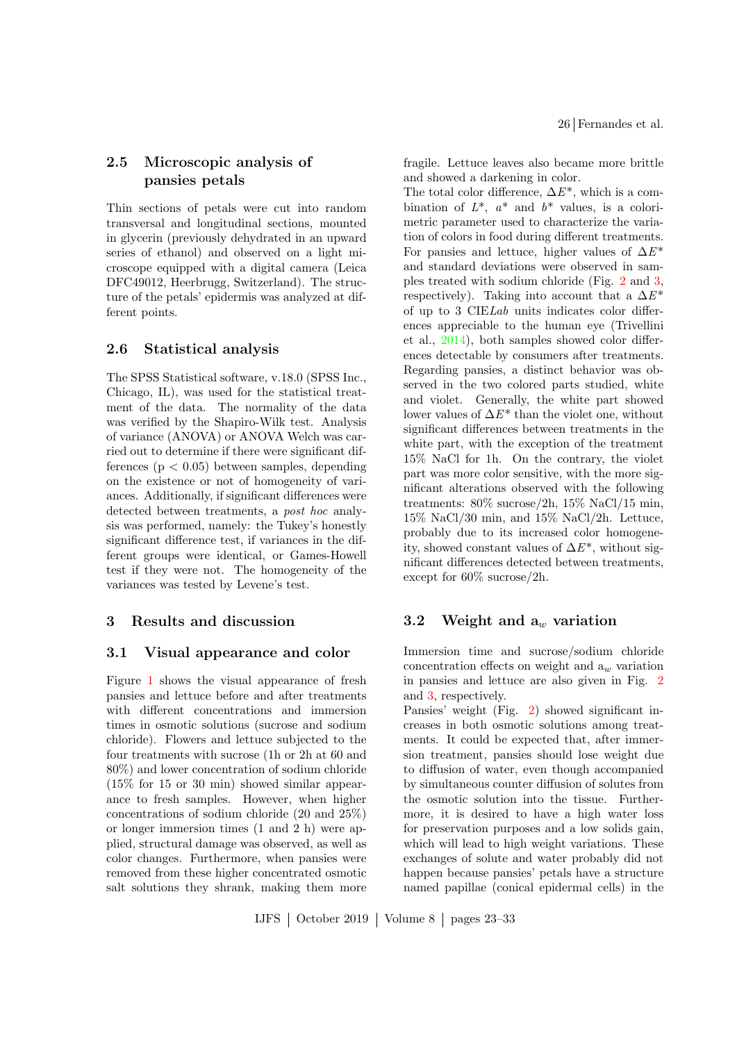### 2.5 Microscopic analysis of pansies petals

Thin sections of petals were cut into random transversal and longitudinal sections, mounted in glycerin (previously dehydrated in an upward series of ethanol) and observed on a light microscope equipped with a digital camera (Leica DFC49012, Heerbrugg, Switzerland). The structure of the petals' epidermis was analyzed at different points.

### 2.6 Statistical analysis

The SPSS Statistical software, v.18.0 (SPSS Inc., Chicago, IL), was used for the statistical treatment of the data. The normality of the data was verified by the Shapiro-Wilk test. Analysis of variance (ANOVA) or ANOVA Welch was carried out to determine if there were significant differences ($p < 0.05$) between samples, depending on the existence or not of homogeneity of variances. Additionally, if significant differences were detected between treatments, a *post hoc* analysis was performed, namely: the Tukey's honestly significant difference test, if variances in the different groups were identical, or Games-Howell test if they were not. The homogeneity of the variances was tested by Levene's test.

## 3 Results and discussion

### 3.1 Visual appearance and color

Figure 1 shows the visual appearance of fresh pansies and lettuce before and after treatments with different concentrations and immersion times in osmotic solutions (sucrose and sodium chloride). Flowers and lettuce subjected to the four treatments with sucrose (1h or 2h at 60 and 80%) and lower concentration of sodium chloride (15% for 15 or 30 min) showed similar appearance to fresh samples. However, when higher concentrations of sodium chloride (20 and 25%) or longer immersion times (1 and 2 h) were applied, structural damage was observed, as well as color changes. Furthermore, when pansies were removed from these higher concentrated osmotic salt solutions they shrank, making them more fragile. Lettuce leaves also became more brittle and showed a darkening in color.

The total color difference, $\Delta E^*$, which is a combination of $L^*$, $a^*$ and $b^*$ values, is a colorimetric parameter used to characterize the variation of colors in food during different treatments. For pansies and lettuce, higher values of $\Delta E^*$ and standard deviations were observed in samples treated with sodium chloride (Fig. 2 and 3, respectively). Taking into account that a $\Delta E^*$ of up to 3 CIE*Lab* units indicates color differences appreciable to the human eye (Trivellini et al., 2014), both samples showed color differences detectable by consumers after treatments. Regarding pansies, a distinct behavior was observed in the two colored parts studied, white and violet. Generally, the white part showed lower values of $\Delta E^*$ than the violet one, without significant differences between treatments in the white part, with the exception of the treatment 15% NaCl for 1h. On the contrary, the violet part was more color sensitive, with the more significant alterations observed with the following treatments: 80% sucrose/2h, 15% NaCl/15 min, 15% NaCl/30 min, and 15% NaCl/2h. Lettuce, probably due to its increased color homogeneity, showed constant values of $\Delta E^*$, without significant differences detected between treatments, except for 60% sucrose/2h.

### 3.2 Weight and $a_w$ variation

Immersion time and sucrose/sodium chloride concentration effects on weight and $a_w$ variation in pansies and lettuce are also given in Fig. 2 and 3, respectively.

Pansies' weight (Fig. 2) showed significant increases in both osmotic solutions among treatments. It could be expected that, after immersion treatment, pansies should lose weight due to diffusion of water, even though accompanied by simultaneous counter diffusion of solutes from the osmotic solution into the tissue. Furthermore, it is desired to have a high water loss for preservation purposes and a low solids gain, which will lead to high weight variations. These exchanges of solute and water probably did not happen because pansies' petals have a structure named papillae (conical epidermal cells) in the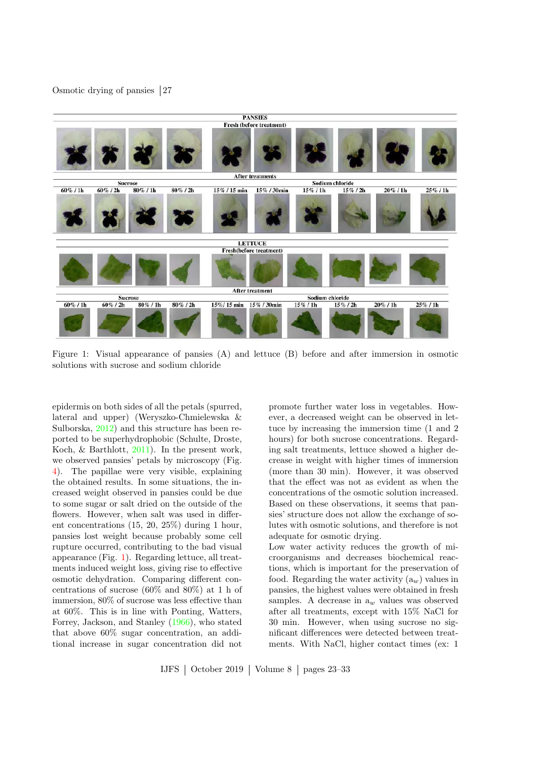Figure 1: Visual appearance of pansies (A) and lettuce (B) before and after immersion in osmotic solutions with sucrose and sodium chloride

epidermis on both sides of all the petals (spurred, lateral and upper) (Weryszko-Chmielewska & Sulborska, 2012) and this structure has been reported to be superhydrophobic (Schulte, Droste, Koch, & Barthlott, 2011). In the present work, we observed pansies' petals by microscopy (Fig. 4). The papillae were very visible, explaining the obtained results. In some situations, the increased weight observed in pansies could be due to some sugar or salt dried on the outside of the flowers. However, when salt was used in different concentrations (15, 20, 25%) during 1 hour, pansies lost weight because probably some cell rupture occurred, contributing to the bad visual appearance (Fig. 1). Regarding lettuce, all treatments induced weight loss, giving rise to effective osmotic dehydration. Comparing different concentrations of sucrose (60% and 80%) at 1 h of immersion, 80% of sucrose was less effective than at 60%. This is in line with Ponting, Watters, Forrey, Jackson, and Stanley (1966), who stated that above 60% sugar concentration, an additional increase in sugar concentration did not promote further water loss in vegetables. However, a decreased weight can be observed in lettuce by increasing the immersion time (1 and 2 hours) for both sucrose concentrations. Regarding salt treatments, lettuce showed a higher decrease in weight with higher times of immersion (more than 30 min). However, it was observed that the effect was not as evident as when the concentrations of the osmotic solution increased. Based on these observations, it seems that pansies' structure does not allow the exchange of solutes with osmotic solutions, and therefore is not adequate for osmotic drying.

Low water activity reduces the growth of microorganisms and decreases biochemical reactions, which is important for the preservation of food. Regarding the water activity ($a_w$) values in pansies, the highest values were obtained in fresh samples. A decrease in $a_w$ values was observed after all treatments, except with 15% NaCl for 30 min. However, when using sucrose no significant differences were detected between treatments. With NaCl, higher contact times (ex: 1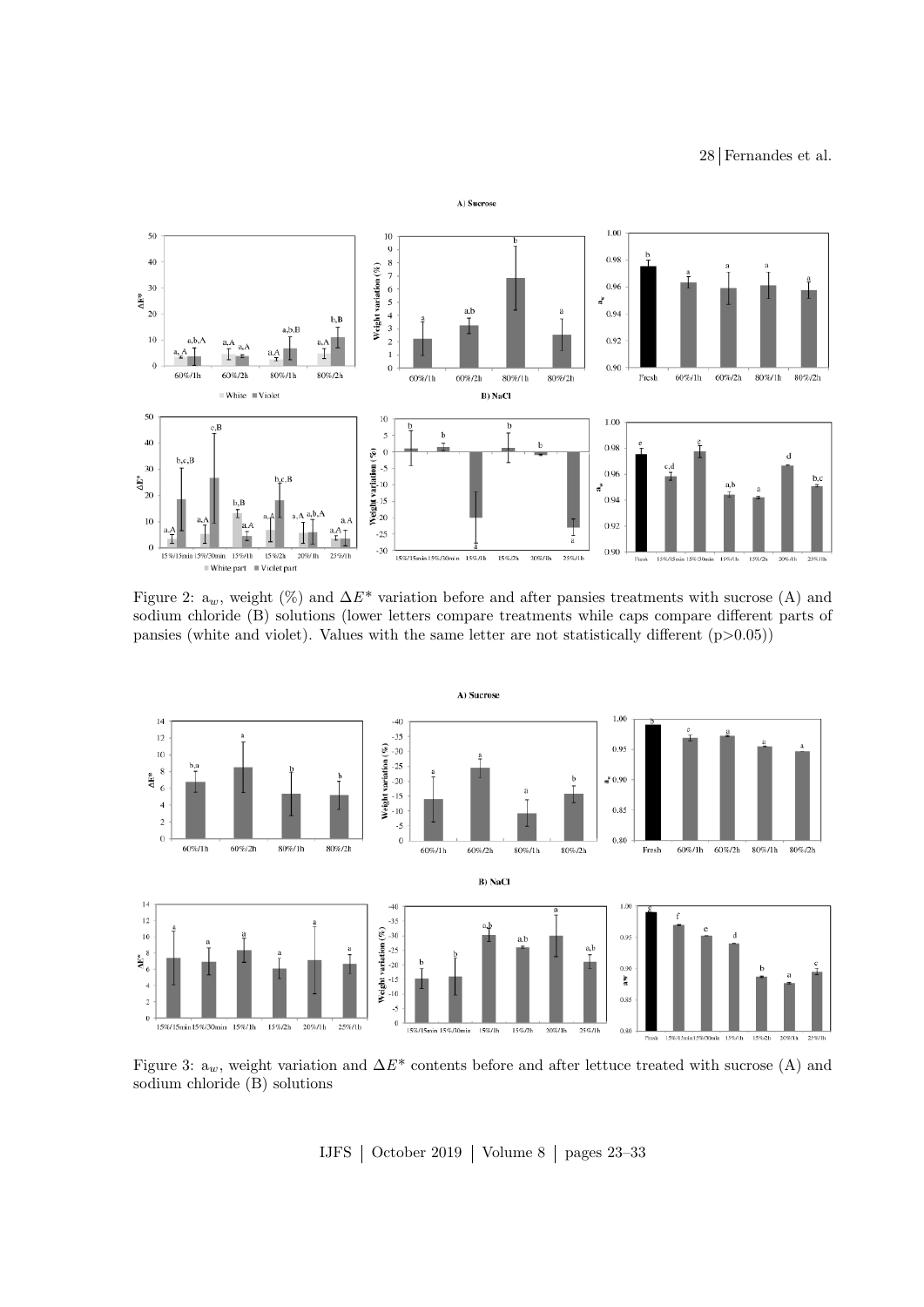Figure 2: $a_w$, weight (%) and $\Delta E^*$ variation before and after pansies treatments with sucrose (A) and sodium chloride (B) solutions (lower letters compare treatments while caps compare different parts of pansies (white and violet). Values with the same letter are not statistically different ($p>0.05$))

Figure 3: $a_w$, weight variation and $\Delta E^*$ contents before and after lettuce treated with sucrose (A) and sodium chloride (B) solutions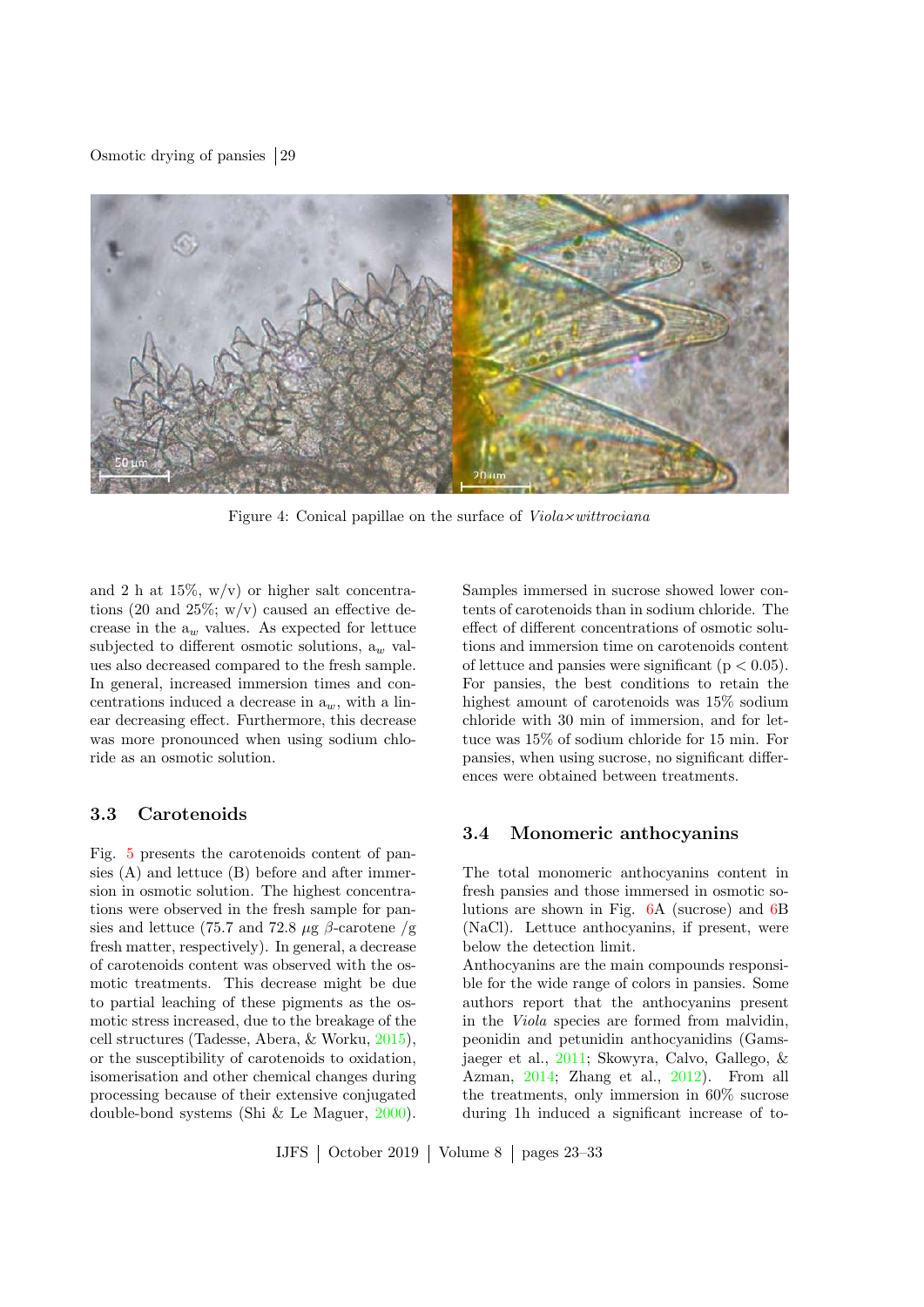Figure 4: Conical papillae on the surface of *Viola×wittrociana*

and 2 h at 15%, w/v) or higher salt concentrations (20 and 25%; w/v) caused an effective decrease in the $a_w$ values. As expected for lettuce subjected to different osmotic solutions, $a_w$ values also decreased compared to the fresh sample. In general, increased immersion times and concentrations induced a decrease in $a_w$, with a linear decreasing effect. Furthermore, this decrease was more pronounced when using sodium chloride as an osmotic solution.

### 3.3 Carotenoids

Fig. 5 presents the carotenoids content of pansies (A) and lettuce (B) before and after immersion in osmotic solution. The highest concentrations were observed in the fresh sample for pansies and lettuce (75.7 and 72.8 $\mu$g $\beta$-carotene /g fresh matter, respectively). In general, a decrease of carotenoids content was observed with the osmotic treatments. This decrease might be due to partial leaching of these pigments as the osmotic stress increased, due to the breakage of the cell structures (Tadesse, Abera, & Worku, 2015), or the susceptibility of carotenoids to oxidation, isomerisation and other chemical changes during processing because of their extensive conjugated double-bond systems (Shi & Le Maguer, 2000). Samples immersed in sucrose showed lower contents of carotenoids than in sodium chloride. The effect of different concentrations of osmotic solutions and immersion time on carotenoids content of lettuce and pansies were significant ($p < 0.05$). For pansies, the best conditions to retain the highest amount of carotenoids was 15% sodium chloride with 30 min of immersion, and for lettuce was 15% of sodium chloride for 15 min. For pansies, when using sucrose, no significant differences were obtained between treatments.

### 3.4 Monomeric anthocyanins

The total monomeric anthocyanins content in fresh pansies and those immersed in osmotic solutions are shown in Fig. 6A (sucrose) and 6B (NaCl). Lettuce anthocyanins, if present, were below the detection limit.

Anthocyanins are the main compounds responsible for the wide range of colors in pansies. Some authors report that the anthocyanins present in the *Viola* species are formed from malvidin, peonidin and petunidin anthocyanidins (Gamsjaeger et al., 2011; Skowyra, Calvo, Gallego, & Azman, 2014; Zhang et al., 2012). From all the treatments, only immersion in 60% sucrose during 1h induced a significant increase of to-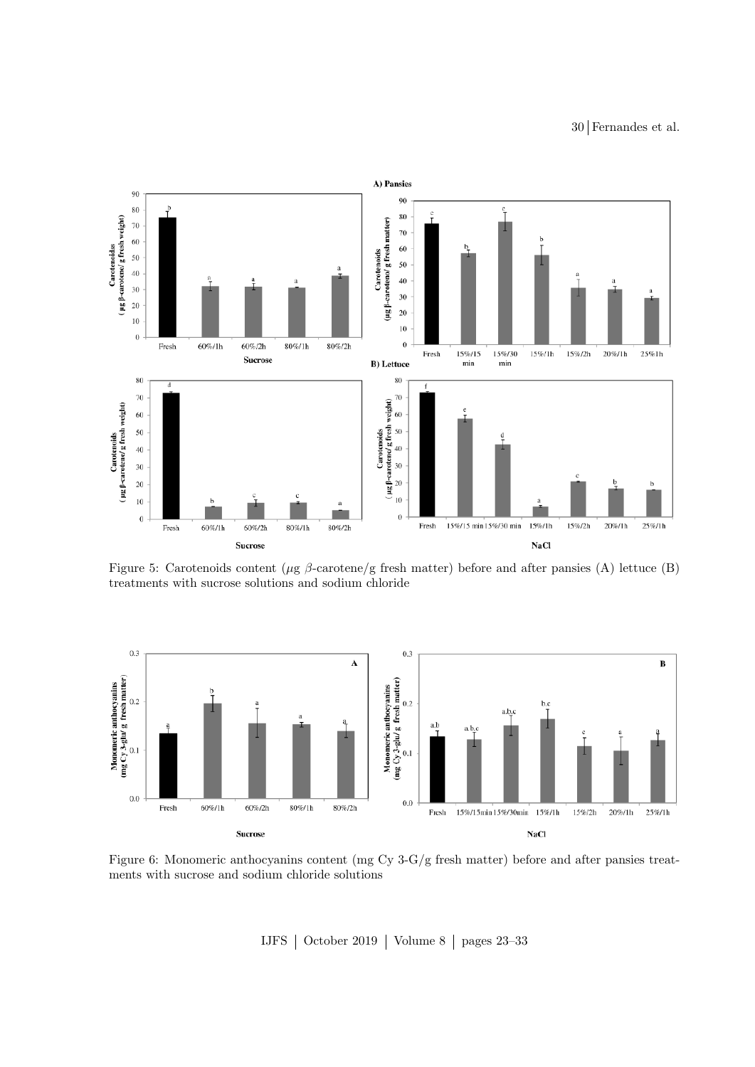Figure 5: Carotenoids content ($\mu$g $\beta$-carotene/g fresh matter) before and after pansies (A) lettuce (B) treatments with sucrose solutions and sodium chloride

Figure 6: Monomeric anthocyanins content (mg Cy 3-G/g fresh matter) before and after pansies treatments with sucrose and sodium chloride solutions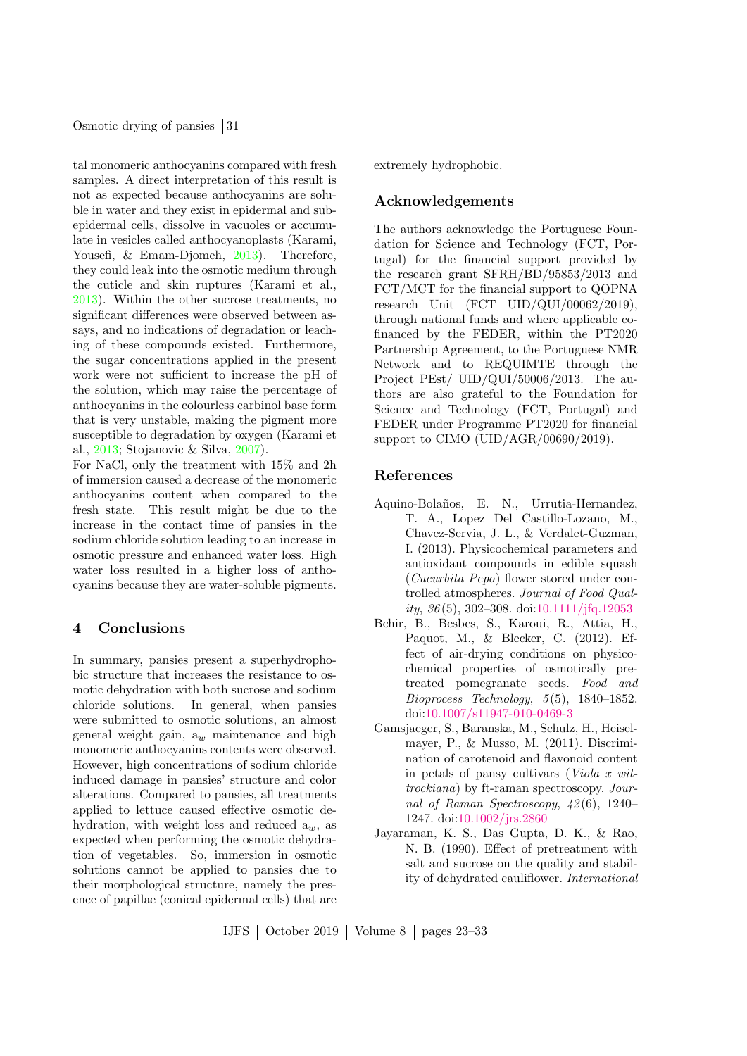tal monomeric anthocyanins compared with fresh samples. A direct interpretation of this result is not as expected because anthocyanins are soluble in water and they exist in epidermal and subepidermal cells, dissolve in vacuoles or accumulate in vesicles called anthocyanoplasts (Karami, Yousefi, & Emam-Djomeh, 2013). Therefore, they could leak into the osmotic medium through the cuticle and skin ruptures (Karami et al., 2013). Within the other sucrose treatments, no significant differences were observed between assays, and no indications of degradation or leaching of these compounds existed. Furthermore, the sugar concentrations applied in the present work were not sufficient to increase the pH of the solution, which may raise the percentage of anthocyanins in the colourless carbinol base form that is very unstable, making the pigment more susceptible to degradation by oxygen (Karami et al., 2013; Stojanovic & Silva, 2007).

For NaCl, only the treatment with 15% and 2h of immersion caused a decrease of the monomeric anthocyanins content when compared to the fresh state. This result might be due to the increase in the contact time of pansies in the sodium chloride solution leading to an increase in osmotic pressure and enhanced water loss. High water loss resulted in a higher loss of anthocyanins because they are water-soluble pigments.

## 4 Conclusions

In summary, pansies present a superhydrophobic structure that increases the resistance to osmotic dehydration with both sucrose and sodium chloride solutions. In general, when pansies were submitted to osmotic solutions, an almost general weight gain, $a_w$ maintenance and high monomeric anthocyanins contents were observed. However, high concentrations of sodium chloride induced damage in pansies' structure and color alterations. Compared to pansies, all treatments applied to lettuce caused effective osmotic dehydration, with weight loss and reduced $a_w$, as expected when performing the osmotic dehydration of vegetables. So, immersion in osmotic solutions cannot be applied to pansies due to their morphological structure, namely the presence of papillae (conical epidermal cells) that are extremely hydrophobic.

## Acknowledgements

The authors acknowledge the Portuguese Foundation for Science and Technology (FCT, Portugal) for the financial support provided by the research grant SFRH/BD/95853/2013 and FCT/MCT for the financial support to QOPNA research Unit (FCT UID/QUI/00062/2019), through national funds and where applicable co-financed by the FEDER, within the PT2020 Partnership Agreement, to the Portuguese NMR Network and to REQUIMTE through the Project PEst/ UID/QUI/50006/2013. The authors are also grateful to the Foundation for Science and Technology (FCT, Portugal) and FEDER under Programme PT2020 for financial support to CIMO (UID/AGR/00690/2019).

## References

Aquino-Bolaños, E. N., Urrutia-Hernandez, T. A., Lopez Del Castillo-Lozano, M., Chavez-Servia, J. L., & Verdalet-Guzman, I. (2013). Physicochemical parameters and antioxidant compounds in edible squash (*Cucurbita Pepo*) flower stored under controlled atmospheres. *Journal of Food Quality*, *36*(5), 302–308. doi:10.1111/jfq.12053

Bchir, B., Besbes, S., Karoui, R., Attia, H., Paquot, M., & Blecker, C. (2012). Effect of air-drying conditions on physico-chemical properties of osmotically pretreated pomegranate seeds. *Food and Bioprocess Technology*, *5*(5), 1840–1852. doi:10.1007/s11947-010-0469-3

Gamsjaeger, S., Baranska, M., Schulz, H., Heiselmayer, P., & Musso, M. (2011). Discrimination of carotenoid and flavonoid content in petals of pansy cultivars (*Viola x wittrockiana*) by ft-raman spectroscopy. *Journal of Raman Spectroscopy*, *42*(6), 1240–1247. doi:10.1002/jrs.2860

Jayaraman, K. S., Das Gupta, D. K., & Rao, N. B. (1990). Effect of pretreatment with salt and sucrose on the quality and stability of dehydrated cauliflower. *International*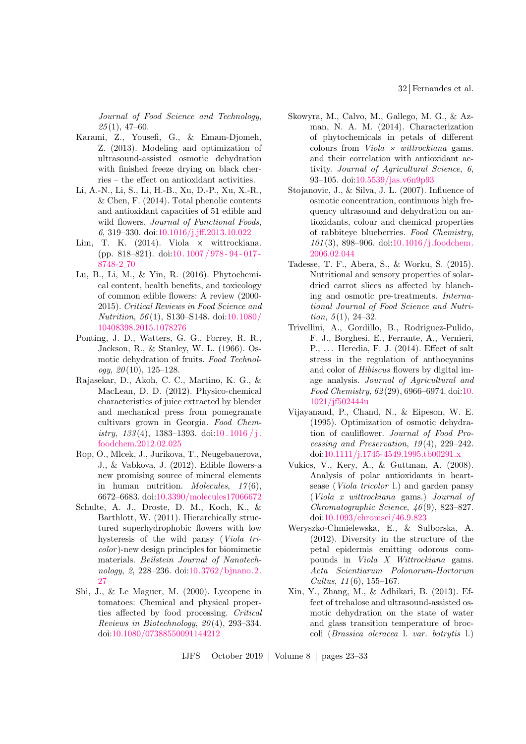*Journal of Food Science and Technology*, *25*(1), 47–60.

Karami, Z., Yousefi, G., & Emam-Djomeh, Z. (2013). Modeling and optimization of ultrasound-assisted osmotic dehydration with finished freeze drying on black cherries – the effect on antioxidant activities.

Li, A.-N., Li, S., Li, H.-B., Xu, D.-P., Xu, X.-R., & Chen, F. (2014). Total phenolic contents and antioxidant capacities of 51 edible and wild flowers. *Journal of Functional Foods*, *6*, 319–330. doi:10.1016/j.jff.2013.10.022

Lim, T. K. (2014). Viola × wittrockiana. (pp. 818–821). doi:10.1007/978-94-017-8748-2_70

Lu, B., Li, M., & Yin, R. (2016). Phytochemical content, health benefits, and toxicology of common edible flowers: A review (2000-2015). *Critical Reviews in Food Science and Nutrition*, *56*(1), S130–S148. doi:10.1080/10408398.2015.1078276

Ponting, J. D., Watters, G. G., Forrey, R. R., Jackson, R., & Stanley, W. L. (1966). Osmotic dehydration of fruits. *Food Technology*, *20*(10), 125–128.

Rajasekar, D., Akoh, C. C., Martino, K. G., & MacLean, D. D. (2012). Physico-chemical characteristics of juice extracted by blender and mechanical press from pomegranate cultivars grown in Georgia. *Food Chemistry*, *133*(4), 1383–1393. doi:10.1016/j.foodchem.2012.02.025

Rop, O., Mlcek, J., Jurikova, T., Neugebauerova, J., & Vabkova, J. (2012). Edible flowers-a new promising source of mineral elements in human nutrition. *Molecules*, *17*(6), 6672–6683. doi:10.3390/molecules17066672

Schulte, A. J., Droste, D. M., Koch, K., & Barthlott, W. (2011). Hierarchically structured superhydrophobic flowers with low hysteresis of the wild pansy (*Viola tricolor*)-new design principles for biomimetic materials. *Beilstein Journal of Nanotechnology*, *2*, 228–236. doi:10.3762/bjnano.2.27

Shi, J., & Le Maguer, M. (2000). Lycopene in tomatoes: Chemical and physical properties affected by food processing. *Critical Reviews in Biotechnology*, *20*(4), 293–334. doi:10.1080/07388550091144212

Skowyra, M., Calvo, M., Gallego, M. G., & Azman, N. A. M. (2014). Characterization of phytochemicals in petals of different colours from *Viola × wittrockiana* gams. and their correlation with antioxidant activity. *Journal of Agricultural Science*, *6*, 93–105. doi:10.5539/jas.v6n9p93

Stojanovic, J., & Silva, J. L. (2007). Influence of osmotic concentration, continuous high frequency ultrasound and dehydration on antioxidants, colour and chemical properties of rabbiteye blueberries. *Food Chemistry*, *101*(3), 898–906. doi:10.1016/j.foodchem.2006.02.044

Tadesse, T. F., Abera, S., & Worku, S. (2015). Nutritional and sensory properties of solar-dried carrot slices as affected by blanching and osmotic pre-treatments. *International Journal of Food Science and Nutrition*, *5*(1), 24–32.

Trivellini, A., Gordillo, B., Rodriguez-Pulido, F. J., Borghesi, E., Ferrante, A., Vernieri, P., ... Heredia, F. J. (2014). Effect of salt stress in the regulation of anthocyanins and color of *Hibiscus* flowers by digital image analysis. *Journal of Agricultural and Food Chemistry*, *62*(29), 6966–6974. doi:10.1021/jf502444u

Vijayanand, P., Chand, N., & Eipeson, W. E. (1995). Optimization of osmotic dehydration of cauliflower. *Journal of Food Processing and Preservation*, *19*(4), 229–242. doi:10.1111/j.1745-4549.1995.tb00291.x

Vukics, V., Kery, A., & Guttman, A. (2008). Analysis of polar antioxidants in heartsease (*Viola tricolor* l.) and garden pansy (*Viola x wittrockiana* gams.) *Journal of Chromatographic Science*, *46*(9), 823–827. doi:10.1093/chromsci/46.9.823

Weryszko-Chmielewska, E., & Sulborska, A. (2012). Diversity in the structure of the petal epidermis emitting odorous compounds in *Viola X Wittrockiana* gams. *Acta Scientiarum Polonorum-Hortorum Cultus*, *11*(6), 155–167.

Xin, Y., Zhang, M., & Adhikari, B. (2013). Effect of trehalose and ultrasound-assisted osmotic dehydration on the state of water and glass transition temperature of broccoli (*Brassica oleracea* l. *var. botrytis* l.)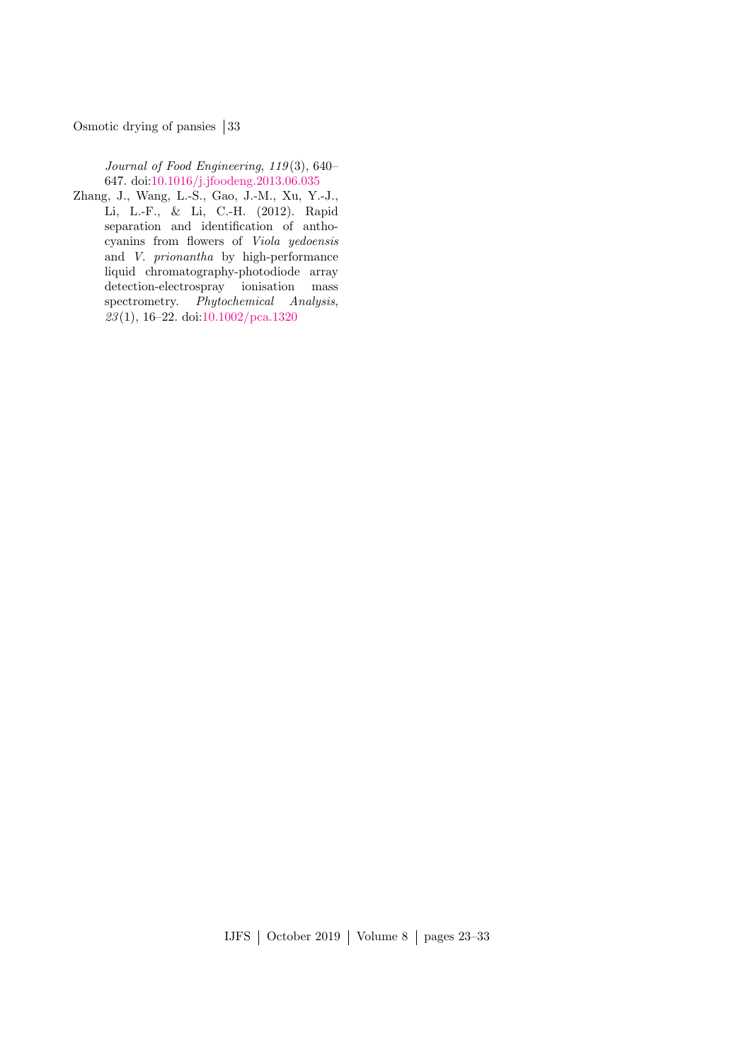*Journal of Food Engineering*, *119*(3), 640–647. doi:10.1016/j.jfoodeng.2013.06.035

Zhang, J., Wang, L.-S., Gao, J.-M., Xu, Y.-J., Li, L.-F., & Li, C.-H. (2012). Rapid separation and identification of anthocyanins from flowers of *Viola yedoensis* and *V. prionantha* by high-performance liquid chromatography-photodiode array detection-electrospray ionisation mass spectrometry. *Phytochemical Analysis*, *23*(1), 16–22. doi:10.1002/pca.1320